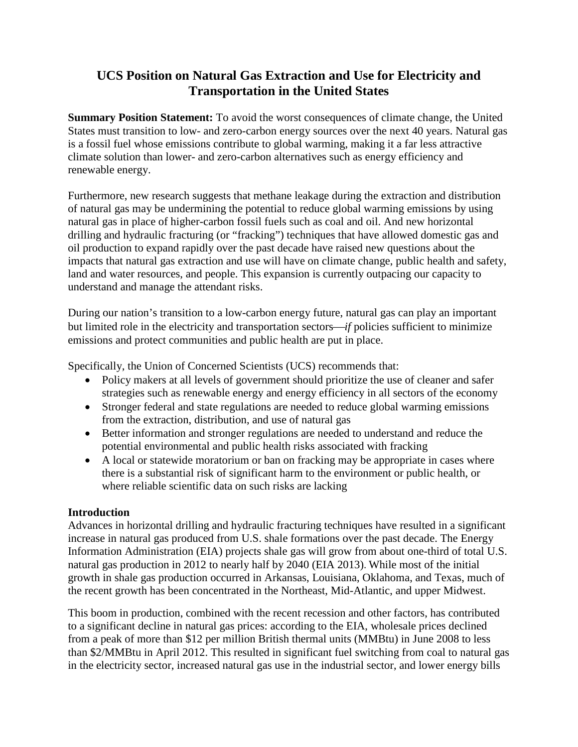# UCS Position on Natural Gas Extraction and Use for Electricity and Transportation in the United States

**Summary Position Statement:** To avoid the worst consequences of climate change, the United States must transition to low- and zero-carbon energy sources over the next 40 years. Natural gas is a fossil fuel whose emissions contribute to global warming, making it a far less attractive climate solution than lower- and zero-carbon alternatives such as energy efficiency and renewable energy.

Furthermore, new research suggests that methane leakage during the extraction and distribution of natural gas may be undermining the potential to reduce global warming emissions by using natural gas in place of higher-carbon fossil fuels such as coal and oil. And new horizontal drilling and hydraulic fracturing (or "fracking") techniques that have allowed domestic gas and oil production to expand rapidly over the past decade have raised new questions about the impacts that natural gas extraction and use will have on climate change, public health and safety, land and water resources, and people. This expansion is currently outpacing our capacity to understand and manage the attendant risks.

During our nation's transition to a low-carbon energy future, natural gas can play an important but limited role in the electricity and transportation sectors—*if* policies sufficient to minimize emissions and protect communities and public health are put in place.

Specifically, the Union of Concerned Scientists (UCS) recommends that:

- Policy makers at all levels of government should prioritize the use of cleaner and safer strategies such as renewable energy and energy efficiency in all sectors of the economy
- Stronger federal and state regulations are needed to reduce global warming emissions from the extraction, distribution, and use of natural gas
- Better information and stronger regulations are needed to understand and reduce the potential environmental and public health risks associated with fracking
- A local or statewide moratorium or ban on fracking may be appropriate in cases where there is a substantial risk of significant harm to the environment or public health, or where reliable scientific data on such risks are lacking

## Introduction

Advances in horizontal drilling and hydraulic fracturing techniques have resulted in a significant increase in natural gas produced from U.S. shale formations over the past decade. The Energy Information Administration (EIA) projects shale gas will grow from about one-third of total U.S. natural gas production in 2012 to nearly half by 2040 (EIA 2013). While most of the initial growth in shale gas production occurred in Arkansas, Louisiana, Oklahoma, and Texas, much of the recent growth has been concentrated in the Northeast, Mid-Atlantic, and upper Midwest.

This boom in production, combined with the recent recession and other factors, has contributed to a significant decline in natural gas prices: according to the EIA, wholesale prices declined from a peak of more than \$12 per million British thermal units (MMBtu) in June 2008 to less than \$2/MMBtu in April 2012. This resulted in significant fuel switching from coal to natural gas in the electricity sector, increased natural gas use in the industrial sector, and lower energy bills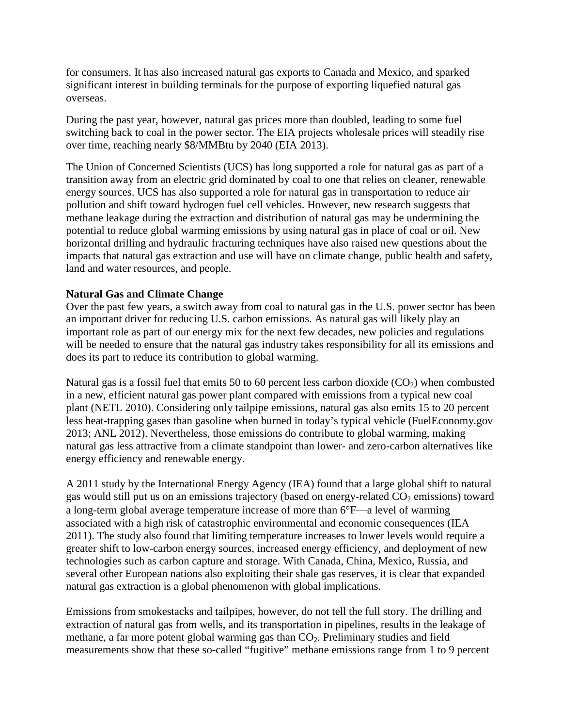for consumers. It has also increased natural gas exports to Canada and Mexico, and sparked significant interest in building terminals for the purpose of exporting liquefied natural gas overseas.

During the past year, however, natural gas prices more than doubled, leading to some fuel switching back to coal in the power sector. The EIA projects wholesale prices will steadily rise over time, reaching nearly $8/MMBtu by 2040 (EIA 2013).

The Union of Concerned Scientists (UCS) has long supported a role for natural gas as part of a transition away from an electric grid dominated by coal to one that relies on cleaner, renewable energy sources. UCS has also supported a role for natural gas in transportation to reduce air pollution and shift toward hydrogen fuel cell vehicles. However, new research suggests that methane leakage during the extraction and distribution of natural gas may be undermining the potential to reduce global warming emissions by using natural gas in place of coal or oil. New horizontal drilling and hydraulic fracturing techniques have also raised new questions about the impacts that natural gas extraction and use will have on climate change, public health and safety, land and water resources, and people.

**Natural Gas and Climate Change**

Over the past few years, a switch away from coal to natural gas in the U.S. power sector has been an important driver for reducing U.S. carbon emissions. As natural gas will likely play an important role as part of our energy mix for the next few decades, new policies and regulations will be needed to ensure that the natural gas industry takes responsibility for all its emissions and does its part to reduce its contribution to global warming.

Natural gas is a fossil fuel that emits 50 to 60 percent less carbon dioxide ($CO_2$) when combusted in a new, efficient natural gas power plant compared with emissions from a typical new coal plant (NETL 2010). Considering only tailpipe emissions, natural gas also emits 15 to 20 percent less heat-trapping gases than gasoline when burned in today's typical vehicle (FuelEconomy.gov 2013; ANL 2012). Nevertheless, those emissions do contribute to global warming, making natural gas less attractive from a climate standpoint than lower- and zero-carbon alternatives like energy efficiency and renewable energy.

A 2011 study by the International Energy Agency (IEA) found that a large global shift to natural gas would still put us on an emissions trajectory (based on energy-related $CO_2$ emissions) toward a long-term global average temperature increase of more than 6°F—a level of warming associated with a high risk of catastrophic environmental and economic consequences (IEA 2011). The study also found that limiting temperature increases to lower levels would require a greater shift to low-carbon energy sources, increased energy efficiency, and deployment of new technologies such as carbon capture and storage. With Canada, China, Mexico, Russia, and several other European nations also exploiting their shale gas reserves, it is clear that expanded natural gas extraction is a global phenomenon with global implications.

Emissions from smokestacks and tailpipes, however, do not tell the full story. The drilling and extraction of natural gas from wells, and its transportation in pipelines, results in the leakage of methane, a far more potent global warming gas than $CO_2$. Preliminary studies and field measurements show that these so-called "fugitive" methane emissions range from 1 to 9 percent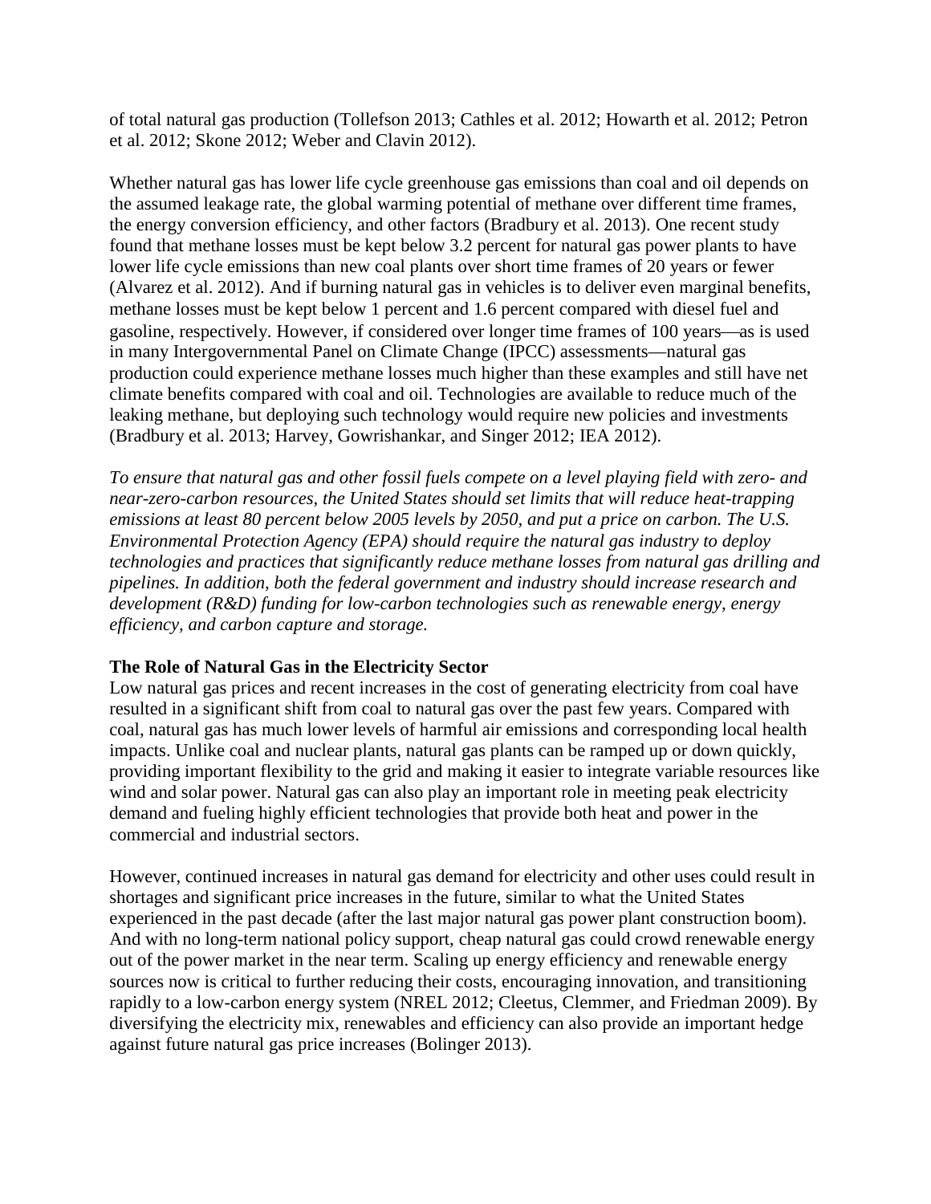of total natural gas production (Tollefson 2013; Cathles et al. 2012; Howarth et al. 2012; Petron et al. 2012; Skone 2012; Weber and Clavin 2012).

Whether natural gas has lower life cycle greenhouse gas emissions than coal and oil depends on the assumed leakage rate, the global warming potential of methane over different time frames, the energy conversion efficiency, and other factors (Bradbury et al. 2013). One recent study found that methane losses must be kept below 3.2 percent for natural gas power plants to have lower life cycle emissions than new coal plants over short time frames of 20 years or fewer (Alvarez et al. 2012). And if burning natural gas in vehicles is to deliver even marginal benefits, methane losses must be kept below 1 percent and 1.6 percent compared with diesel fuel and gasoline, respectively. However, if considered over longer time frames of 100 years—as is used in many Intergovernmental Panel on Climate Change (IPCC) assessments—natural gas production could experience methane losses much higher than these examples and still have net climate benefits compared with coal and oil. Technologies are available to reduce much of the leaking methane, but deploying such technology would require new policies and investments (Bradbury et al. 2013; Harvey, Gowrishankar, and Singer 2012; IEA 2012).

*To ensure that natural gas and other fossil fuels compete on a level playing field with zero- and near-zero-carbon resources, the United States should set limits that will reduce heat-trapping emissions at least 80 percent below 2005 levels by 2050, and put a price on carbon. The U.S. Environmental Protection Agency (EPA) should require the natural gas industry to deploy technologies and practices that significantly reduce methane losses from natural gas drilling and pipelines. In addition, both the federal government and industry should increase research and development (R&D) funding for low-carbon technologies such as renewable energy, energy efficiency, and carbon capture and storage.*

**The Role of Natural Gas in the Electricity Sector**

Low natural gas prices and recent increases in the cost of generating electricity from coal have resulted in a significant shift from coal to natural gas over the past few years. Compared with coal, natural gas has much lower levels of harmful air emissions and corresponding local health impacts. Unlike coal and nuclear plants, natural gas plants can be ramped up or down quickly, providing important flexibility to the grid and making it easier to integrate variable resources like wind and solar power. Natural gas can also play an important role in meeting peak electricity demand and fueling highly efficient technologies that provide both heat and power in the commercial and industrial sectors.

However, continued increases in natural gas demand for electricity and other uses could result in shortages and significant price increases in the future, similar to what the United States experienced in the past decade (after the last major natural gas power plant construction boom). And with no long-term national policy support, cheap natural gas could crowd renewable energy out of the power market in the near term. Scaling up energy efficiency and renewable energy sources now is critical to further reducing their costs, encouraging innovation, and transitioning rapidly to a low-carbon energy system (NREL 2012; Cleetus, Clemmer, and Friedman 2009). By diversifying the electricity mix, renewables and efficiency can also provide an important hedge against future natural gas price increases (Bolinger 2013).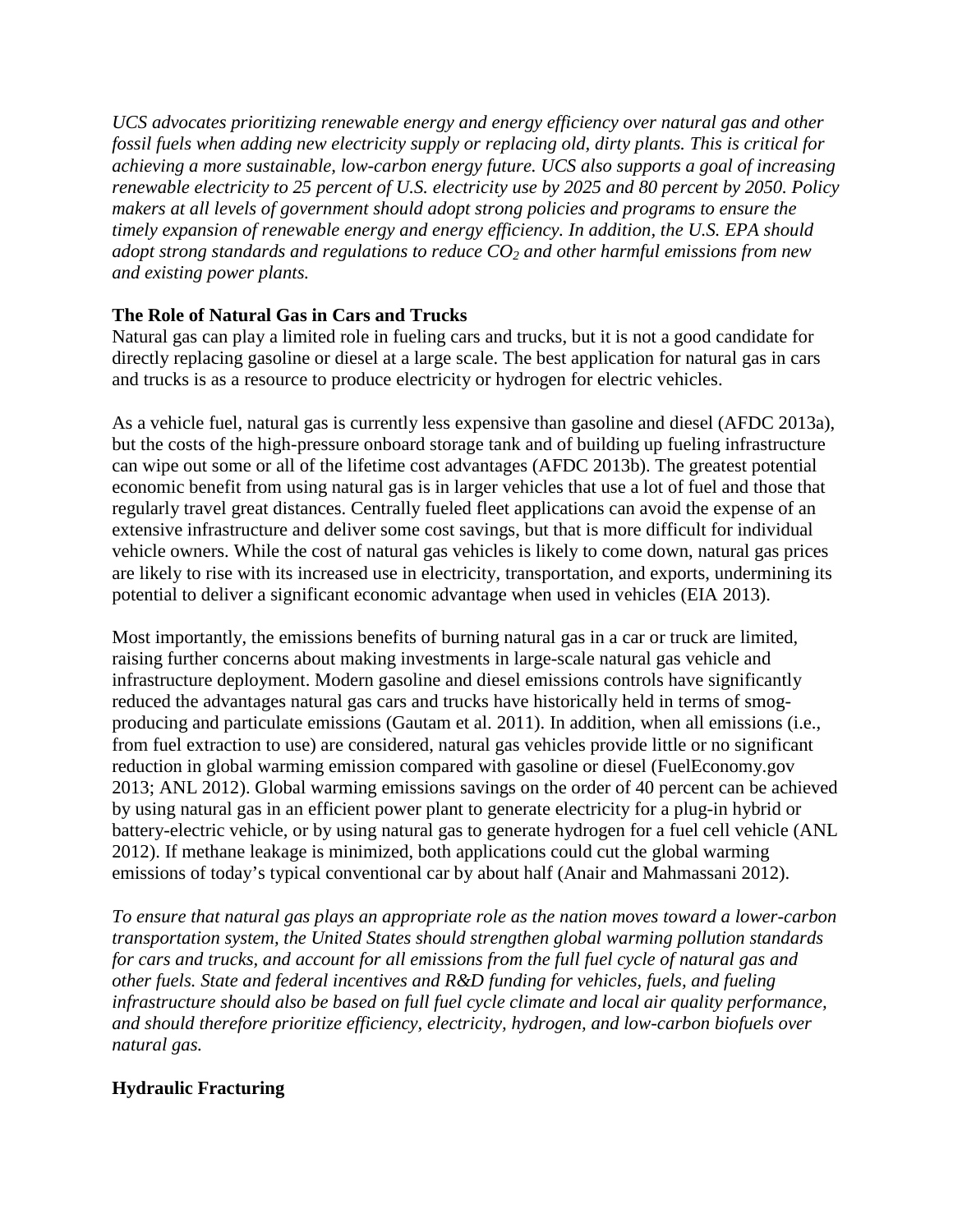*UCS advocates prioritizing renewable energy and energy efficiency over natural gas and other fossil fuels when adding new electricity supply or replacing old, dirty plants. This is critical for achieving a more sustainable, low-carbon energy future. UCS also supports a goal of increasing renewable electricity to 25 percent of U.S. electricity use by 2025 and 80 percent by 2050. Policy makers at all levels of government should adopt strong policies and programs to ensure the timely expansion of renewable energy and energy efficiency. In addition, the U.S. EPA should adopt strong standards and regulations to reduce $CO_2$ and other harmful emissions from new and existing power plants.*

## The Role of Natural Gas in Cars and Trucks

Natural gas can play a limited role in fueling cars and trucks, but it is not a good candidate for directly replacing gasoline or diesel at a large scale. The best application for natural gas in cars and trucks is as a resource to produce electricity or hydrogen for electric vehicles.

As a vehicle fuel, natural gas is currently less expensive than gasoline and diesel (AFDC 2013a), but the costs of the high-pressure onboard storage tank and of building up fueling infrastructure can wipe out some or all of the lifetime cost advantages (AFDC 2013b). The greatest potential economic benefit from using natural gas is in larger vehicles that use a lot of fuel and those that regularly travel great distances. Centrally fueled fleet applications can avoid the expense of an extensive infrastructure and deliver some cost savings, but that is more difficult for individual vehicle owners. While the cost of natural gas vehicles is likely to come down, natural gas prices are likely to rise with its increased use in electricity, transportation, and exports, undermining its potential to deliver a significant economic advantage when used in vehicles (EIA 2013).

Most importantly, the emissions benefits of burning natural gas in a car or truck are limited, raising further concerns about making investments in large-scale natural gas vehicle and infrastructure deployment. Modern gasoline and diesel emissions controls have significantly reduced the advantages natural gas cars and trucks have historically held in terms of smog-producing and particulate emissions (Gautam et al. 2011). In addition, when all emissions (i.e., from fuel extraction to use) are considered, natural gas vehicles provide little or no significant reduction in global warming emission compared with gasoline or diesel (FuelEconomy.gov 2013; ANL 2012). Global warming emissions savings on the order of 40 percent can be achieved by using natural gas in an efficient power plant to generate electricity for a plug-in hybrid or battery-electric vehicle, or by using natural gas to generate hydrogen for a fuel cell vehicle (ANL 2012). If methane leakage is minimized, both applications could cut the global warming emissions of today's typical conventional car by about half (Anair and Mahmassani 2012).

*To ensure that natural gas plays an appropriate role as the nation moves toward a lower-carbon transportation system, the United States should strengthen global warming pollution standards for cars and trucks, and account for all emissions from the full fuel cycle of natural gas and other fuels. State and federal incentives and R&D funding for vehicles, fuels, and fueling infrastructure should also be based on full fuel cycle climate and local air quality performance, and should therefore prioritize efficiency, electricity, hydrogen, and low-carbon biofuels over natural gas.*

## Hydraulic Fracturing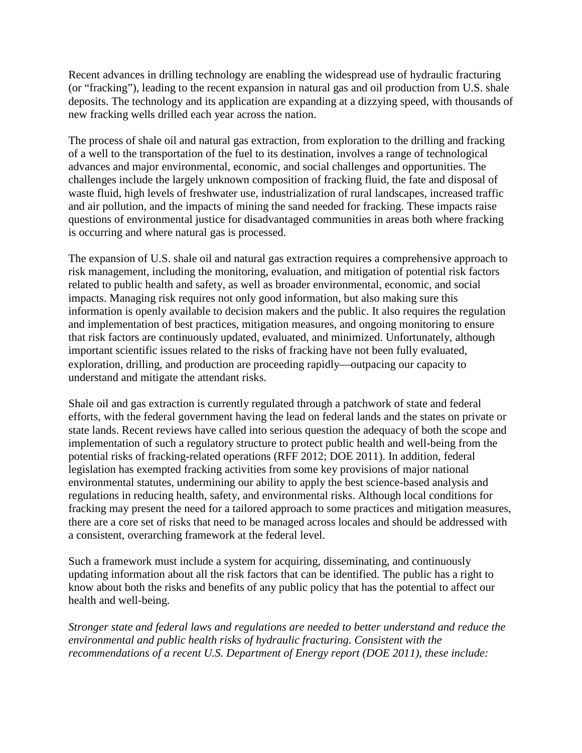Recent advances in drilling technology are enabling the widespread use of hydraulic fracturing (or "fracking"), leading to the recent expansion in natural gas and oil production from U.S. shale deposits. The technology and its application are expanding at a dizzying speed, with thousands of new fracking wells drilled each year across the nation.

The process of shale oil and natural gas extraction, from exploration to the drilling and fracking of a well to the transportation of the fuel to its destination, involves a range of technological advances and major environmental, economic, and social challenges and opportunities. The challenges include the largely unknown composition of fracking fluid, the fate and disposal of waste fluid, high levels of freshwater use, industrialization of rural landscapes, increased traffic and air pollution, and the impacts of mining the sand needed for fracking. These impacts raise questions of environmental justice for disadvantaged communities in areas both where fracking is occurring and where natural gas is processed.

The expansion of U.S. shale oil and natural gas extraction requires a comprehensive approach to risk management, including the monitoring, evaluation, and mitigation of potential risk factors related to public health and safety, as well as broader environmental, economic, and social impacts. Managing risk requires not only good information, but also making sure this information is openly available to decision makers and the public. It also requires the regulation and implementation of best practices, mitigation measures, and ongoing monitoring to ensure that risk factors are continuously updated, evaluated, and minimized. Unfortunately, although important scientific issues related to the risks of fracking have not been fully evaluated, exploration, drilling, and production are proceeding rapidly—outpacing our capacity to understand and mitigate the attendant risks.

Shale oil and gas extraction is currently regulated through a patchwork of state and federal efforts, with the federal government having the lead on federal lands and the states on private or state lands. Recent reviews have called into serious question the adequacy of both the scope and implementation of such a regulatory structure to protect public health and well-being from the potential risks of fracking-related operations (RFF 2012; DOE 2011). In addition, federal legislation has exempted fracking activities from some key provisions of major national environmental statutes, undermining our ability to apply the best science-based analysis and regulations in reducing health, safety, and environmental risks. Although local conditions for fracking may present the need for a tailored approach to some practices and mitigation measures, there are a core set of risks that need to be managed across locales and should be addressed with a consistent, overarching framework at the federal level.

Such a framework must include a system for acquiring, disseminating, and continuously updating information about all the risk factors that can be identified. The public has a right to know about both the risks and benefits of any public policy that has the potential to affect our health and well-being.

*Stronger state and federal laws and regulations are needed to better understand and reduce the environmental and public health risks of hydraulic fracturing. Consistent with the recommendations of a recent U.S. Department of Energy report (DOE 2011), these include:*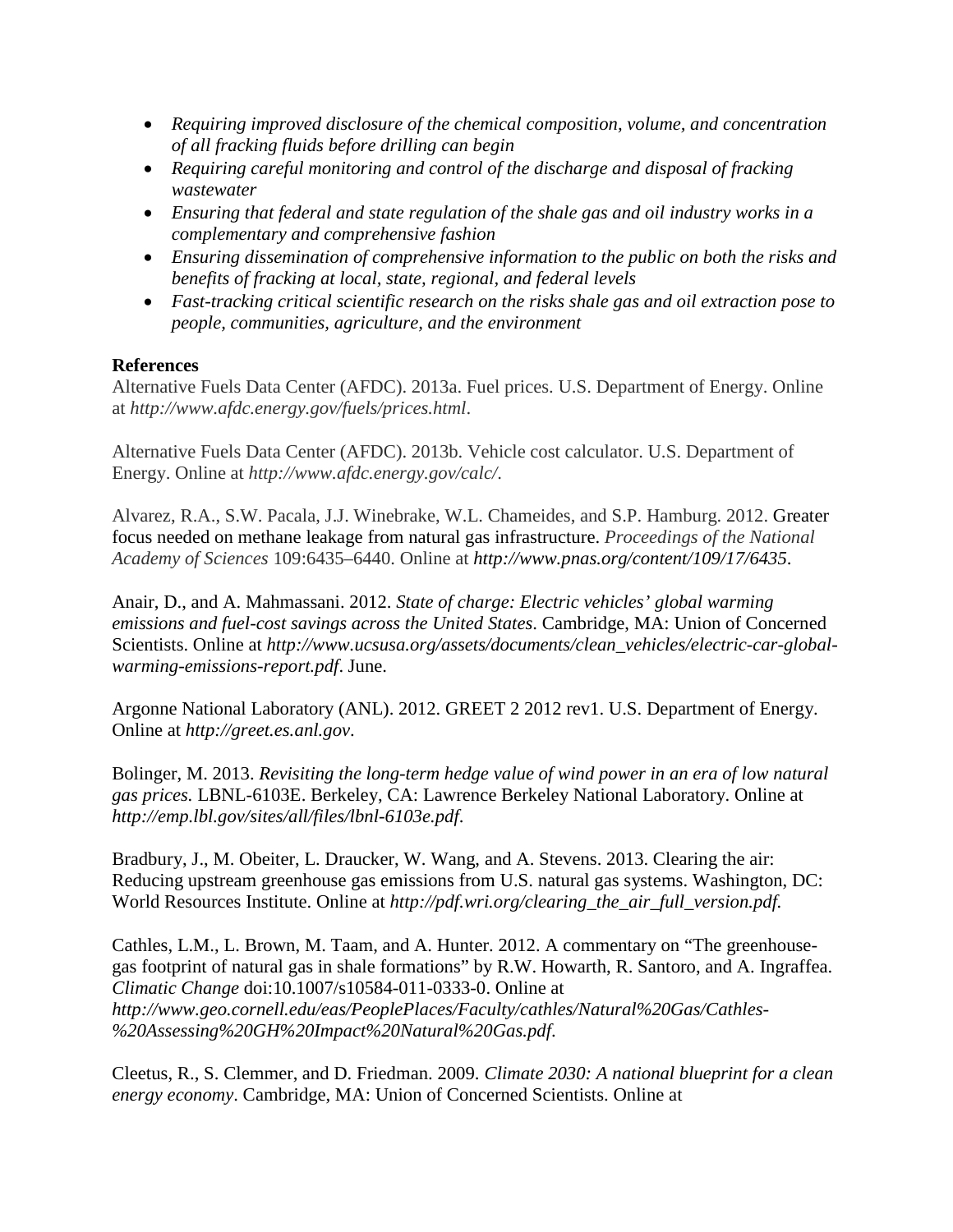- *Requiring improved disclosure of the chemical composition, volume, and concentration of all fracking fluids before drilling can begin*
- *Requiring careful monitoring and control of the discharge and disposal of fracking wastewater*
- *Ensuring that federal and state regulation of the shale gas and oil industry works in a complementary and comprehensive fashion*
- *Ensuring dissemination of comprehensive information to the public on both the risks and benefits of fracking at local, state, regional, and federal levels*
- *Fast-tracking critical scientific research on the risks shale gas and oil extraction pose to people, communities, agriculture, and the environment*

**References**

Alternative Fuels Data Center (AFDC). 2013a. Fuel prices. U.S. Department of Energy. Online at *http://www.afdc.energy.gov/fuels/prices.html*.

Alternative Fuels Data Center (AFDC). 2013b. Vehicle cost calculator. U.S. Department of Energy. Online at *http://www.afdc.energy.gov/calc/*.

Alvarez, R.A., S.W. Pacala, J.J. Winebrake, W.L. Chameides, and S.P. Hamburg. 2012. Greater focus needed on methane leakage from natural gas infrastructure. *Proceedings of the National Academy of Sciences* 109:6435–6440. Online at *http://www.pnas.org/content/109/17/6435*.

Anair, D., and A. Mahmassani. 2012. *State of charge: Electric vehicles' global warming emissions and fuel-cost savings across the United States*. Cambridge, MA: Union of Concerned Scientists. Online at *http://www.ucsusa.org/assets/documents/clean_vehicles/electric-car-global-warming-emissions-report.pdf*. June.

Argonne National Laboratory (ANL). 2012. GREET 2 2012 rev1. U.S. Department of Energy. Online at *http://greet.es.anl.gov*.

Bolinger, M. 2013. *Revisiting the long-term hedge value of wind power in an era of low natural gas prices.* LBNL-6103E. Berkeley, CA: Lawrence Berkeley National Laboratory. Online at *http://emp.lbl.gov/sites/all/files/lbnl-6103e.pdf*.

Bradbury, J., M. Obeiter, L. Draucker, W. Wang, and A. Stevens. 2013. Clearing the air: Reducing upstream greenhouse gas emissions from U.S. natural gas systems. Washington, DC: World Resources Institute. Online at *http://pdf.wri.org/clearing_the_air_full_version.pdf.*

Cathles, L.M., L. Brown, M. Taam, and A. Hunter. 2012. A commentary on "The greenhouse-gas footprint of natural gas in shale formations" by R.W. Howarth, R. Santoro, and A. Ingraffea. *Climatic Change* doi:10.1007/s10584-011-0333-0. Online at *http://www.geo.cornell.edu/eas/PeoplePlaces/Faculty/cathles/Natural%20Gas/Cathles-%20Assessing%20GH%20Impact%20Natural%20Gas.pdf*.

Cleetus, R., S. Clemmer, and D. Friedman. 2009. *Climate 2030: A national blueprint for a clean energy economy*. Cambridge, MA: Union of Concerned Scientists. Online at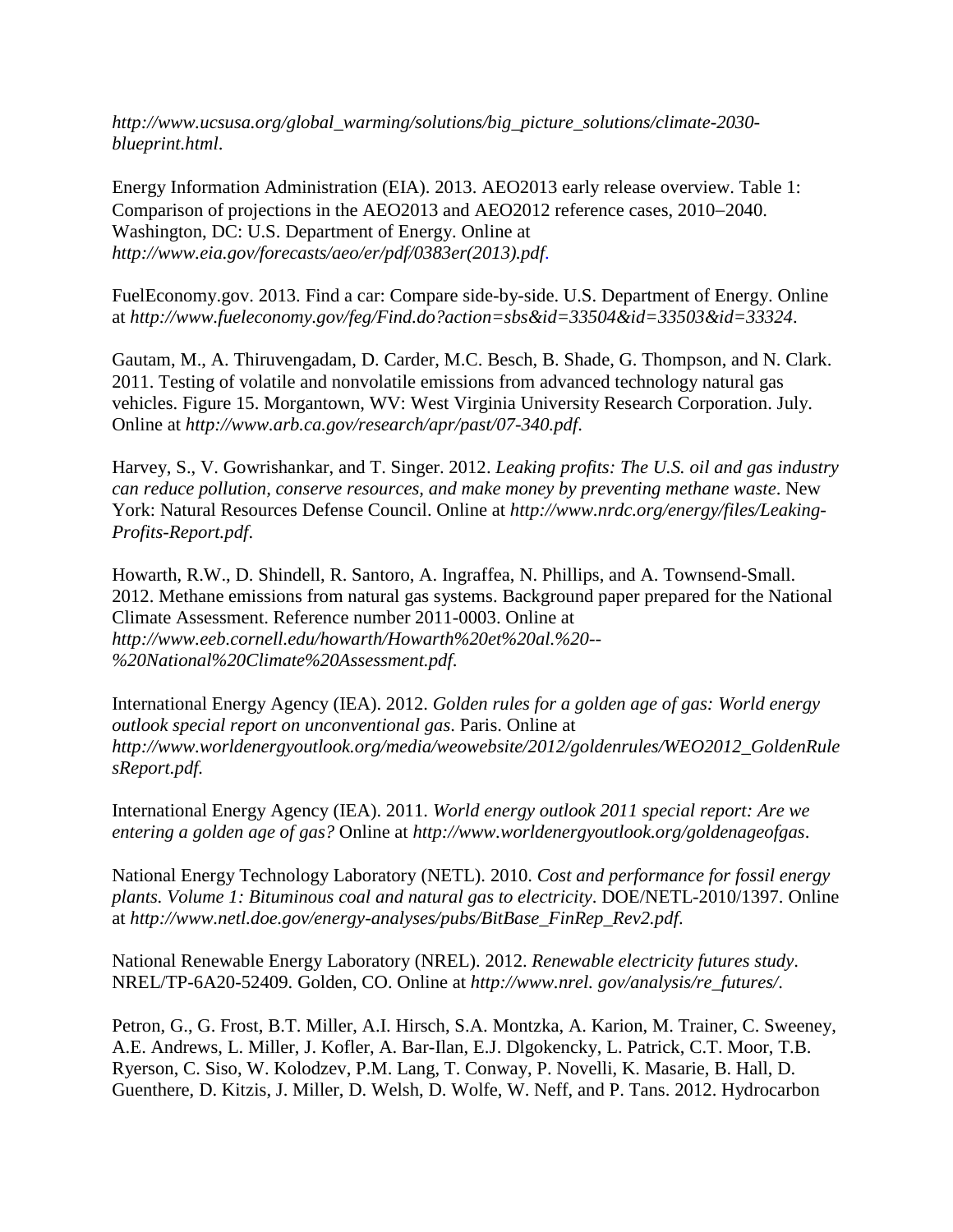*http://www.ucsusa.org/global_warming/solutions/big_picture_solutions/climate-2030-blueprint.html*.

Energy Information Administration (EIA). 2013. AEO2013 early release overview. Table 1: Comparison of projections in the AEO2013 and AEO2012 reference cases, 2010–2040. Washington, DC: U.S. Department of Energy. Online at *http://www.eia.gov/forecasts/aeo/er/pdf/0383er(2013).pdf*.

FuelEconomy.gov. 2013. Find a car: Compare side-by-side. U.S. Department of Energy. Online at *http://www.fueleconomy.gov/feg/Find.do?action=sbs&id=33504&id=33503&id=33324*.

Gautam, M., A. Thiruvengadam, D. Carder, M.C. Besch, B. Shade, G. Thompson, and N. Clark. 2011. Testing of volatile and nonvolatile emissions from advanced technology natural gas vehicles. Figure 15. Morgantown, WV: West Virginia University Research Corporation. July. Online at *http://www.arb.ca.gov/research/apr/past/07-340.pdf*.

Harvey, S., V. Gowrishankar, and T. Singer. 2012. *Leaking profits: The U.S. oil and gas industry can reduce pollution, conserve resources, and make money by preventing methane waste*. New York: Natural Resources Defense Council. Online at *http://www.nrdc.org/energy/files/Leaking-Profits-Report.pdf*.

Howarth, R.W., D. Shindell, R. Santoro, A. Ingraffea, N. Phillips, and A. Townsend-Small. 2012. Methane emissions from natural gas systems. Background paper prepared for the National Climate Assessment. Reference number 2011-0003. Online at *http://www.eeb.cornell.edu/howarth/Howarth%20et%20al.%20--%20National%20Climate%20Assessment.pdf*.

International Energy Agency (IEA). 2012. *Golden rules for a golden age of gas: World energy outlook special report on unconventional gas*. Paris. Online at *http://www.worldenergyoutlook.org/media/weowebsite/2012/goldenrules/WEO2012_GoldenRulesReport.pdf*.

International Energy Agency (IEA). 2011. *World energy outlook 2011 special report: Are we entering a golden age of gas?* Online at *http://www.worldenergyoutlook.org/goldenageofgas*.

National Energy Technology Laboratory (NETL). 2010. *Cost and performance for fossil energy plants. Volume 1: Bituminous coal and natural gas to electricity*. DOE/NETL-2010/1397. Online at *http://www.netl.doe.gov/energy-analyses/pubs/BitBase_FinRep_Rev2.pdf*.

National Renewable Energy Laboratory (NREL). 2012. *Renewable electricity futures study*. NREL/TP-6A20-52409. Golden, CO. Online at *http://www.nrel. gov/analysis/re_futures/*.

Petron, G., G. Frost, B.T. Miller, A.I. Hirsch, S.A. Montzka, A. Karion, M. Trainer, C. Sweeney, A.E. Andrews, L. Miller, J. Kofler, A. Bar-Ilan, E.J. Dlgokencky, L. Patrick, C.T. Moor, T.B. Ryerson, C. Siso, W. Kolodzev, P.M. Lang, T. Conway, P. Novelli, K. Masarie, B. Hall, D. Guenthere, D. Kitzis, J. Miller, D. Welsh, D. Wolfe, W. Neff, and P. Tans. 2012. Hydrocarbon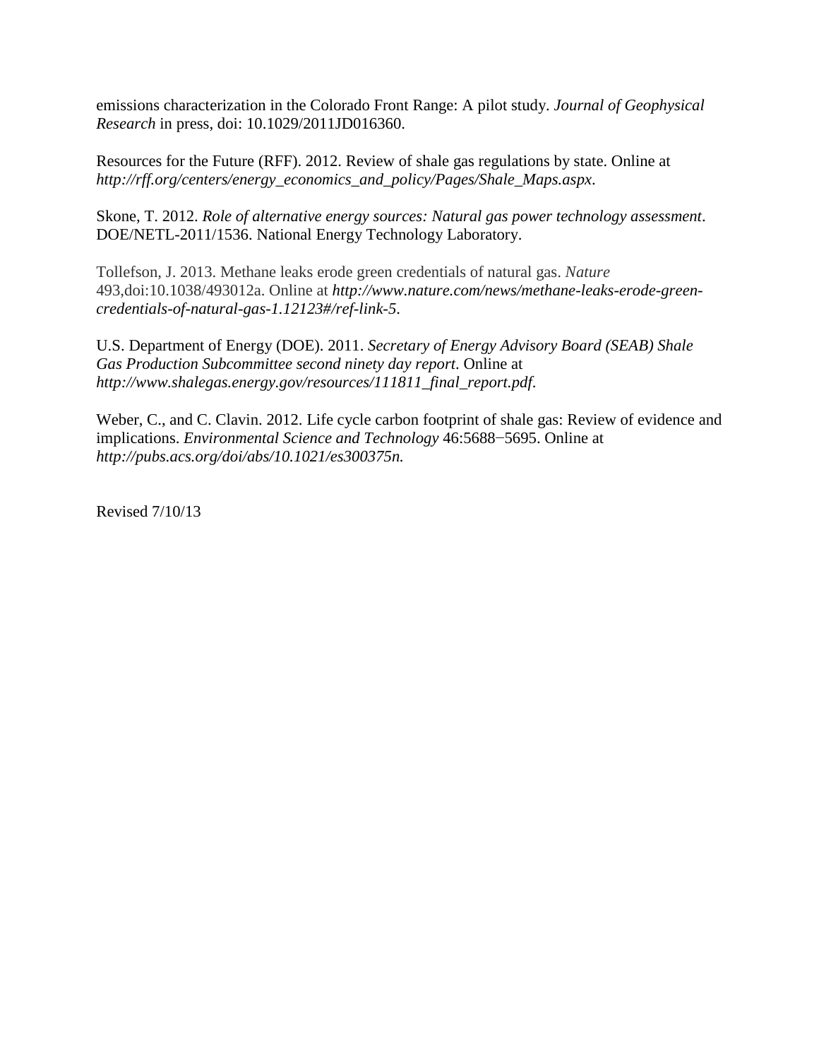emissions characterization in the Colorado Front Range: A pilot study. *Journal of Geophysical Research* in press, doi: 10.1029/2011JD016360.

Resources for the Future (RFF). 2012. Review of shale gas regulations by state. Online at *http://rff.org/centers/energy_economics_and_policy/Pages/Shale_Maps.aspx*.

Skone, T. 2012. *Role of alternative energy sources: Natural gas power technology assessment*. DOE/NETL-2011/1536. National Energy Technology Laboratory.

Tollefson, J. 2013. Methane leaks erode green credentials of natural gas. *Nature* 493,doi:10.1038/493012a. Online at *http://www.nature.com/news/methane-leaks-erode-green-credentials-of-natural-gas-1.12123#/ref-link-5*.

U.S. Department of Energy (DOE). 2011. *Secretary of Energy Advisory Board (SEAB) Shale Gas Production Subcommittee second ninety day report*. Online at *http://www.shalegas.energy.gov/resources/111811_final_report.pdf*.

Weber, C., and C. Clavin. 2012. Life cycle carbon footprint of shale gas: Review of evidence and implications. *Environmental Science and Technology* 46:5688−5695. Online at *http://pubs.acs.org/doi/abs/10.1021/es300375n.*

Revised 7/10/13